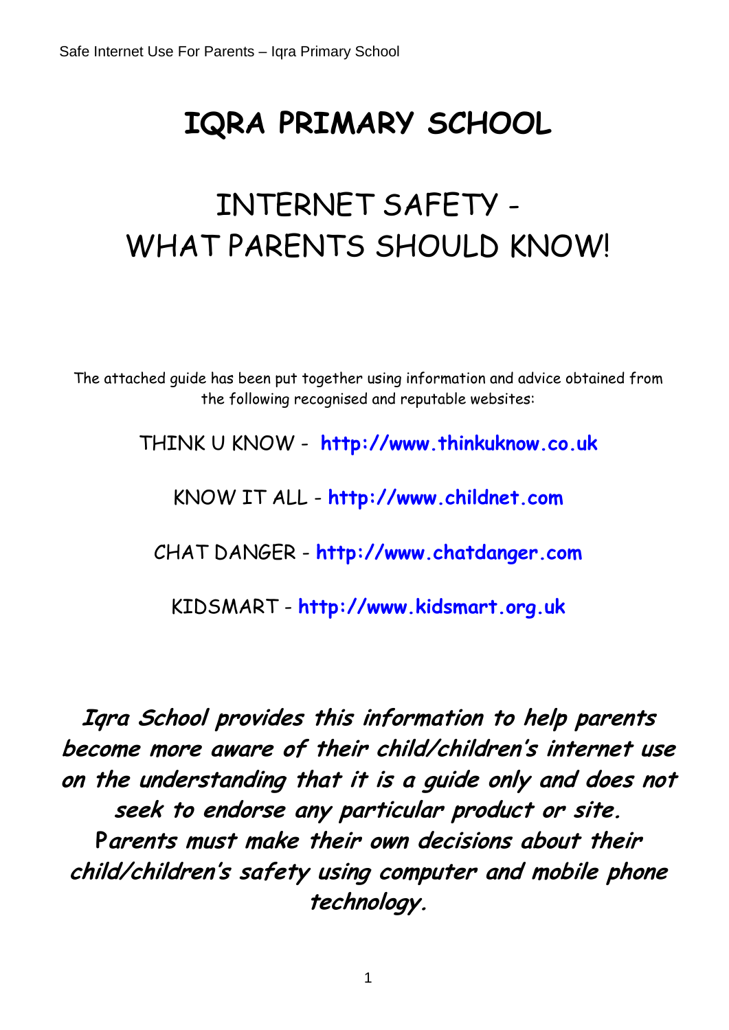# IQRA PRIMARY SCHOOL

## INTERNET SAFETY - WHAT PARENTS SHOULD KNOW!

The attached guide has been put together using information and advice obtained from the following recognised and reputable websites:

THINK U KNOW - **http://www.thinkuknow.co.uk**

KNOW IT ALL - **http://www.childnet.com**

CHAT DANGER - **http://www.chatdanger.com**

KIDSMART - **http://www.kidsmart.org.uk**

***Iqra School provides this information to help parents become more aware of their child/children's internet use on the understanding that it is a guide only and does not seek to endorse any particular product or site. Parents must make their own decisions about their child/children's safety using computer and mobile phone technology.***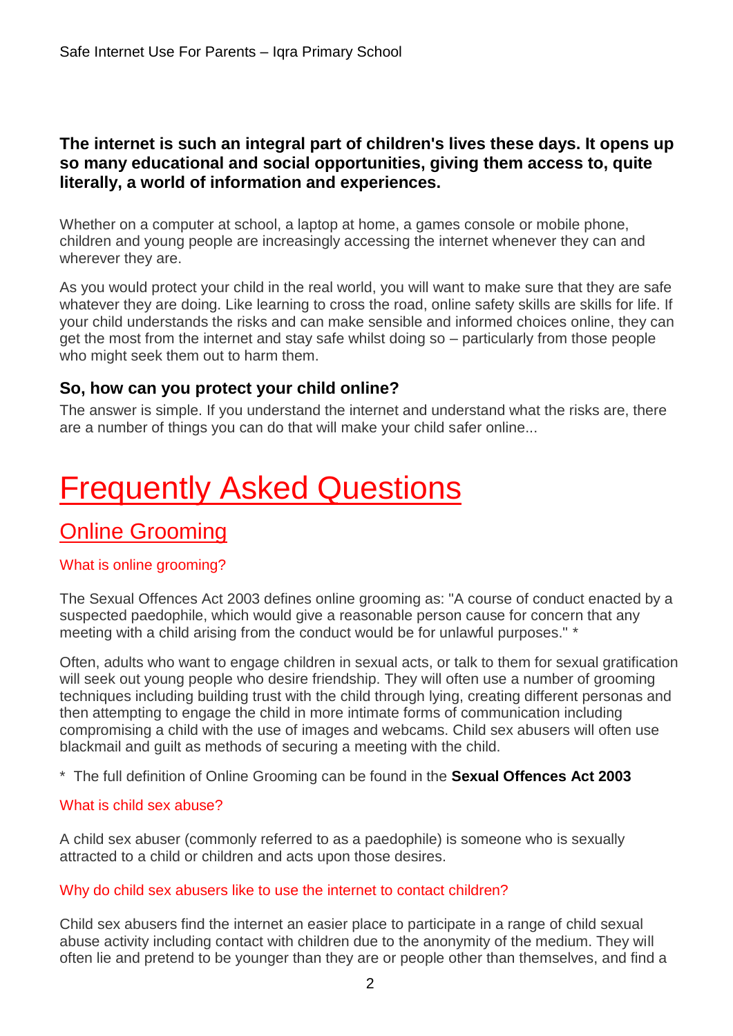**The internet is such an integral part of children's lives these days. It opens up so many educational and social opportunities, giving them access to, quite literally, a world of information and experiences.**

Whether on a computer at school, a laptop at home, a games console or mobile phone, children and young people are increasingly accessing the internet whenever they can and wherever they are.

As you would protect your child in the real world, you will want to make sure that they are safe whatever they are doing. Like learning to cross the road, online safety skills are skills for life. If your child understands the risks and can make sensible and informed choices online, they can get the most from the internet and stay safe whilst doing so – particularly from those people who might seek them out to harm them.

### So, how can you protect your child online?

The answer is simple. If you understand the internet and understand what the risks are, there are a number of things you can do that will make your child safer online...

# Frequently Asked Questions

## Online Grooming

### What is online grooming?

The Sexual Offences Act 2003 defines online grooming as: "A course of conduct enacted by a suspected paedophile, which would give a reasonable person cause for concern that any meeting with a child arising from the conduct would be for unlawful purposes." *

Often, adults who want to engage children in sexual acts, or talk to them for sexual gratification will seek out young people who desire friendship. They will often use a number of grooming techniques including building trust with the child through lying, creating different personas and then attempting to engage the child in more intimate forms of communication including compromising a child with the use of images and webcams. Child sex abusers will often use blackmail and guilt as methods of securing a meeting with the child.

* The full definition of Online Grooming can be found in the **Sexual Offences Act 2003**

### What is child sex abuse?

A child sex abuser (commonly referred to as a paedophile) is someone who is sexually attracted to a child or children and acts upon those desires.

### Why do child sex abusers like to use the internet to contact children?

Child sex abusers find the internet an easier place to participate in a range of child sexual abuse activity including contact with children due to the anonymity of the medium. They will often lie and pretend to be younger than they are or people other than themselves, and find a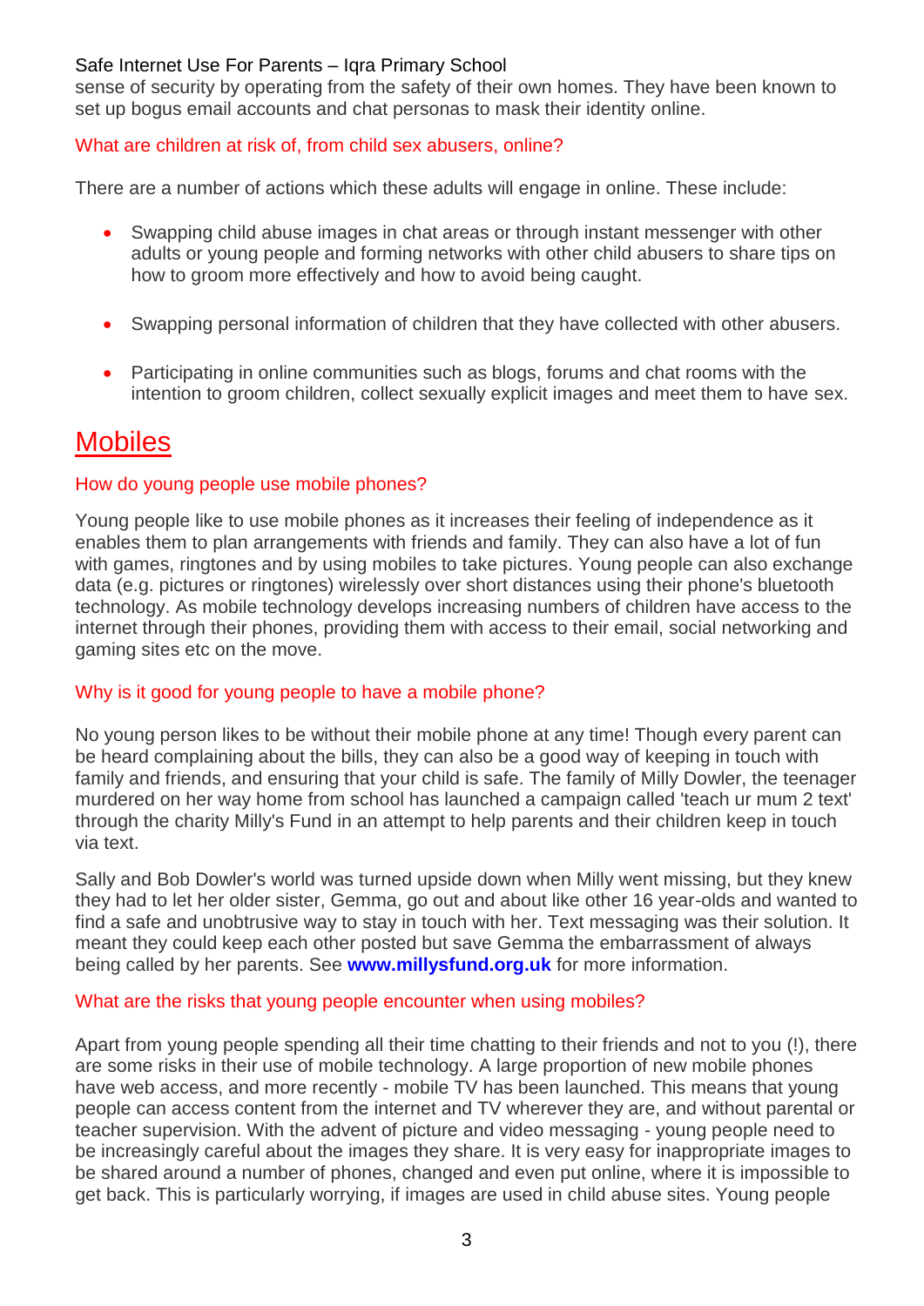sense of security by operating from the safety of their own homes. They have been known to set up bogus email accounts and chat personas to mask their identity online.

### What are children at risk of, from child sex abusers, online?

There are a number of actions which these adults will engage in online. These include:

- Swapping child abuse images in chat areas or through instant messenger with other adults or young people and forming networks with other child abusers to share tips on how to groom more effectively and how to avoid being caught.
- Swapping personal information of children that they have collected with other abusers.
- Participating in online communities such as blogs, forums and chat rooms with the intention to groom children, collect sexually explicit images and meet them to have sex.

## Mobiles

### How do young people use mobile phones?

Young people like to use mobile phones as it increases their feeling of independence as it enables them to plan arrangements with friends and family. They can also have a lot of fun with games, ringtones and by using mobiles to take pictures. Young people can also exchange data (e.g. pictures or ringtones) wirelessly over short distances using their phone's bluetooth technology. As mobile technology develops increasing numbers of children have access to the internet through their phones, providing them with access to their email, social networking and gaming sites etc on the move.

### Why is it good for young people to have a mobile phone?

No young person likes to be without their mobile phone at any time! Though every parent can be heard complaining about the bills, they can also be a good way of keeping in touch with family and friends, and ensuring that your child is safe. The family of Milly Dowler, the teenager murdered on her way home from school has launched a campaign called 'teach ur mum 2 text' through the charity Milly's Fund in an attempt to help parents and their children keep in touch via text.

Sally and Bob Dowler's world was turned upside down when Milly went missing, but they knew they had to let her older sister, Gemma, go out and about like other 16 year-olds and wanted to find a safe and unobtrusive way to stay in touch with her. Text messaging was their solution. It meant they could keep each other posted but save Gemma the embarrassment of always being called by her parents. See **www.millysfund.org.uk** for more information.

### What are the risks that young people encounter when using mobiles?

Apart from young people spending all their time chatting to their friends and not to you (!), there are some risks in their use of mobile technology. A large proportion of new mobile phones have web access, and more recently - mobile TV has been launched. This means that young people can access content from the internet and TV wherever they are, and without parental or teacher supervision. With the advent of picture and video messaging - young people need to be increasingly careful about the images they share. It is very easy for inappropriate images to be shared around a number of phones, changed and even put online, where it is impossible to get back. This is particularly worrying, if images are used in child abuse sites. Young people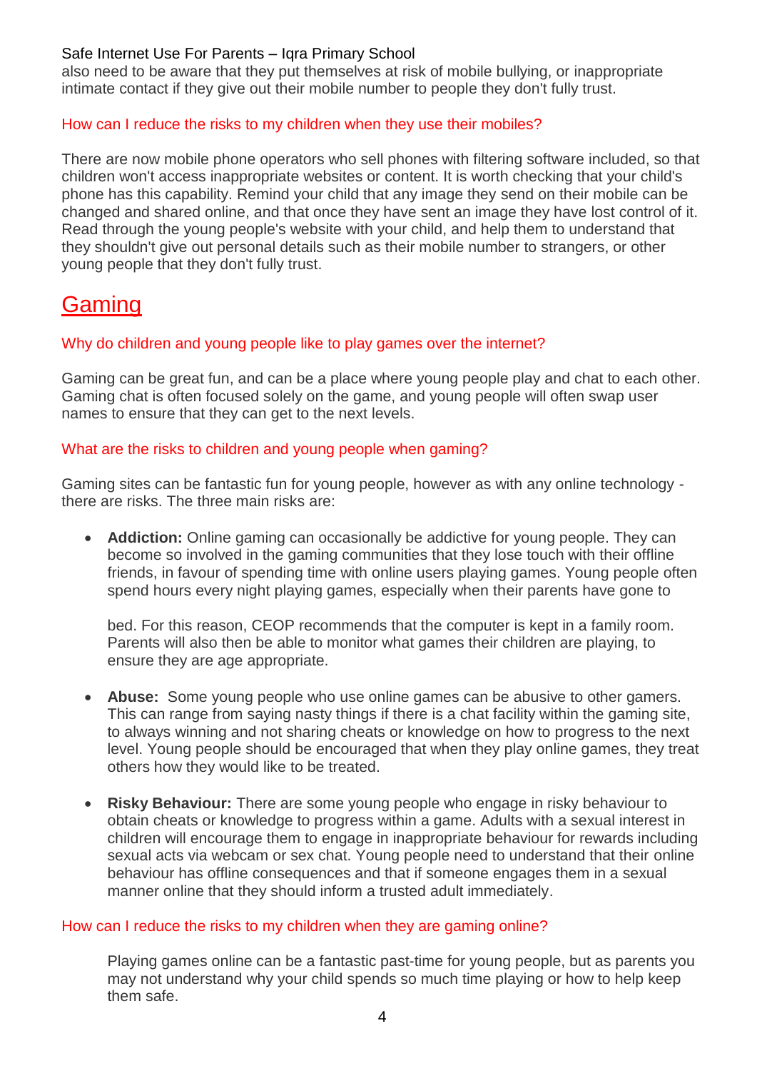also need to be aware that they put themselves at risk of mobile bullying, or inappropriate intimate contact if they give out their mobile number to people they don't fully trust.

### How can I reduce the risks to my children when they use their mobiles?

There are now mobile phone operators who sell phones with filtering software included, so that children won't access inappropriate websites or content. It is worth checking that your child's phone has this capability. Remind your child that any image they send on their mobile can be changed and shared online, and that once they have sent an image they have lost control of it. Read through the young people's website with your child, and help them to understand that they shouldn't give out personal details such as their mobile number to strangers, or other young people that they don't fully trust.

## Gaming

### Why do children and young people like to play games over the internet?

Gaming can be great fun, and can be a place where young people play and chat to each other. Gaming chat is often focused solely on the game, and young people will often swap user names to ensure that they can get to the next levels.

### What are the risks to children and young people when gaming?

Gaming sites can be fantastic fun for young people, however as with any online technology - there are risks. The three main risks are:

- **Addiction:** Online gaming can occasionally be addictive for young people. They can become so involved in the gaming communities that they lose touch with their offline friends, in favour of spending time with online users playing games. Young people often spend hours every night playing games, especially when their parents have gone to

  bed. For this reason, CEOP recommends that the computer is kept in a family room. Parents will also then be able to monitor what games their children are playing, to ensure they are age appropriate.

- **Abuse:** Some young people who use online games can be abusive to other gamers. This can range from saying nasty things if there is a chat facility within the gaming site, to always winning and not sharing cheats or knowledge on how to progress to the next level. Young people should be encouraged that when they play online games, they treat others how they would like to be treated.

- **Risky Behaviour:** There are some young people who engage in risky behaviour to obtain cheats or knowledge to progress within a game. Adults with a sexual interest in children will encourage them to engage in inappropriate behaviour for rewards including sexual acts via webcam or sex chat. Young people need to understand that their online behaviour has offline consequences and that if someone engages them in a sexual manner online that they should inform a trusted adult immediately.

### How can I reduce the risks to my children when they are gaming online?

Playing games online can be a fantastic past-time for young people, but as parents you may not understand why your child spends so much time playing or how to help keep them safe.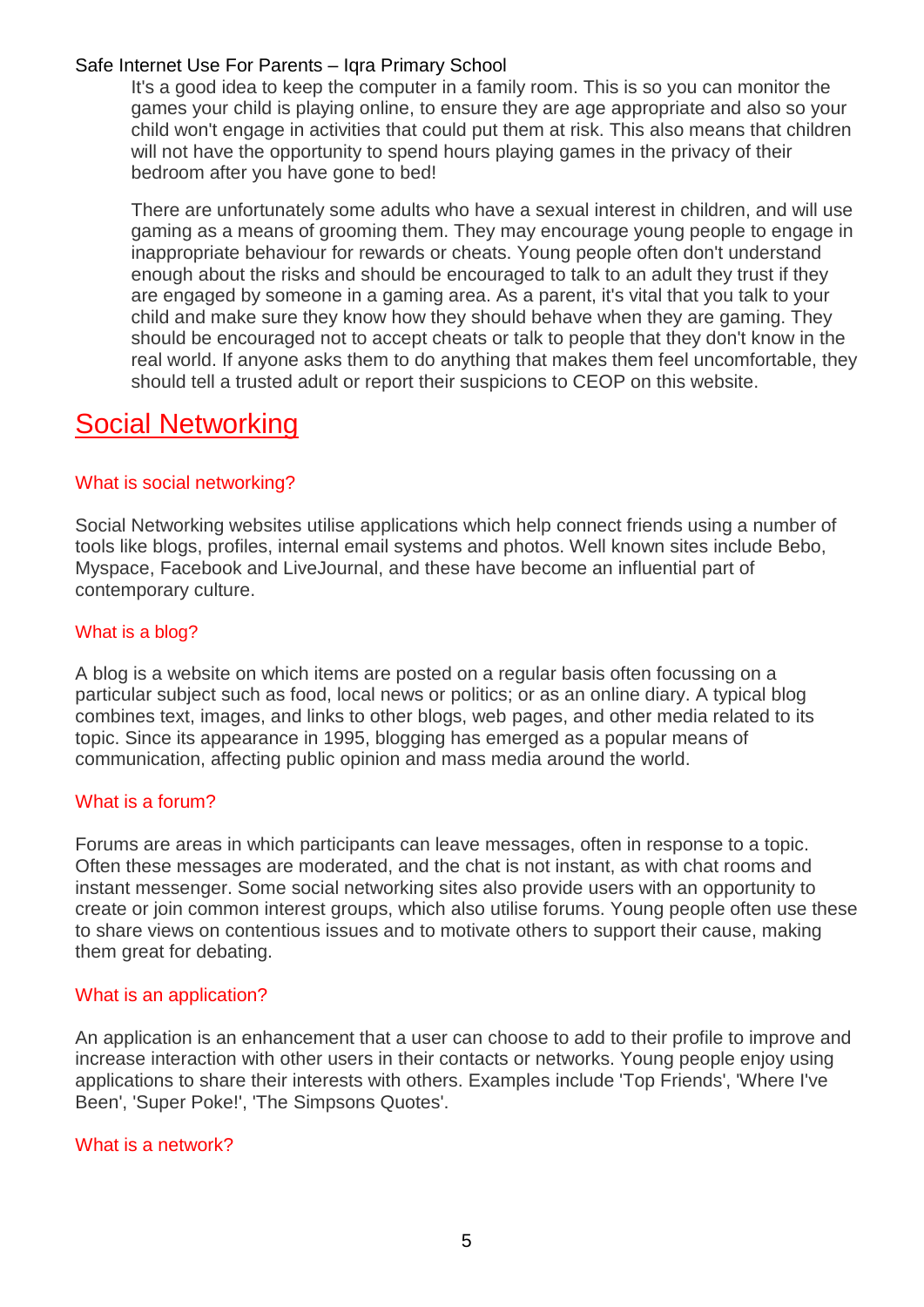It's a good idea to keep the computer in a family room. This is so you can monitor the games your child is playing online, to ensure they are age appropriate and also so your child won't engage in activities that could put them at risk. This also means that children will not have the opportunity to spend hours playing games in the privacy of their bedroom after you have gone to bed!

There are unfortunately some adults who have a sexual interest in children, and will use gaming as a means of grooming them. They may encourage young people to engage in inappropriate behaviour for rewards or cheats. Young people often don't understand enough about the risks and should be encouraged to talk to an adult they trust if they are engaged by someone in a gaming area. As a parent, it's vital that you talk to your child and make sure they know how they should behave when they are gaming. They should be encouraged not to accept cheats or talk to people that they don't know in the real world. If anyone asks them to do anything that makes them feel uncomfortable, they should tell a trusted adult or report their suspicions to CEOP on this website.

## Social Networking

### What is social networking?

Social Networking websites utilise applications which help connect friends using a number of tools like blogs, profiles, internal email systems and photos. Well known sites include Bebo, Myspace, Facebook and LiveJournal, and these have become an influential part of contemporary culture.

### What is a blog?

A blog is a website on which items are posted on a regular basis often focussing on a particular subject such as food, local news or politics; or as an online diary. A typical blog combines text, images, and links to other blogs, web pages, and other media related to its topic. Since its appearance in 1995, blogging has emerged as a popular means of communication, affecting public opinion and mass media around the world.

### What is a forum?

Forums are areas in which participants can leave messages, often in response to a topic. Often these messages are moderated, and the chat is not instant, as with chat rooms and instant messenger. Some social networking sites also provide users with an opportunity to create or join common interest groups, which also utilise forums. Young people often use these to share views on contentious issues and to motivate others to support their cause, making them great for debating.

### What is an application?

An application is an enhancement that a user can choose to add to their profile to improve and increase interaction with other users in their contacts or networks. Young people enjoy using applications to share their interests with others. Examples include 'Top Friends', 'Where I've Been', 'Super Poke!', 'The Simpsons Quotes'.

### What is a network?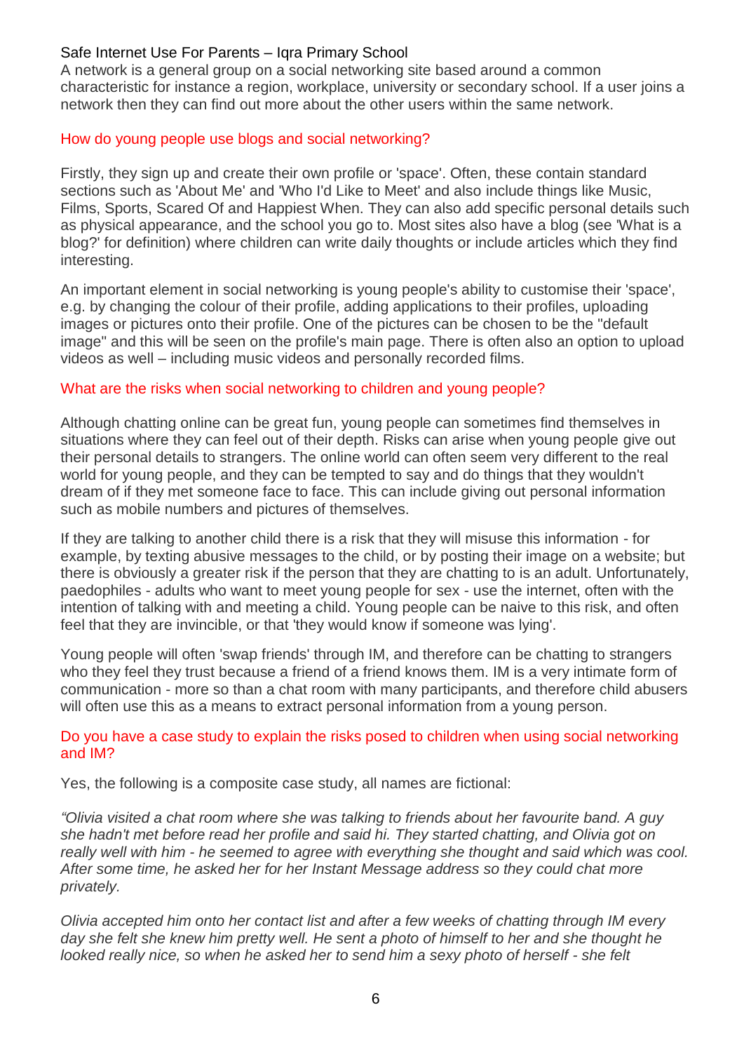A network is a general group on a social networking site based around a common characteristic for instance a region, workplace, university or secondary school. If a user joins a network then they can find out more about the other users within the same network.

## How do young people use blogs and social networking?

Firstly, they sign up and create their own profile or 'space'. Often, these contain standard sections such as 'About Me' and 'Who I'd Like to Meet' and also include things like Music, Films, Sports, Scared Of and Happiest When. They can also add specific personal details such as physical appearance, and the school you go to. Most sites also have a blog (see 'What is a blog?' for definition) where children can write daily thoughts or include articles which they find interesting.

An important element in social networking is young people's ability to customise their 'space', e.g. by changing the colour of their profile, adding applications to their profiles, uploading images or pictures onto their profile. One of the pictures can be chosen to be the "default image" and this will be seen on the profile's main page. There is often also an option to upload videos as well – including music videos and personally recorded films.

## What are the risks when social networking to children and young people?

Although chatting online can be great fun, young people can sometimes find themselves in situations where they can feel out of their depth. Risks can arise when young people give out their personal details to strangers. The online world can often seem very different to the real world for young people, and they can be tempted to say and do things that they wouldn't dream of if they met someone face to face. This can include giving out personal information such as mobile numbers and pictures of themselves.

If they are talking to another child there is a risk that they will misuse this information - for example, by texting abusive messages to the child, or by posting their image on a website; but there is obviously a greater risk if the person that they are chatting to is an adult. Unfortunately, paedophiles - adults who want to meet young people for sex - use the internet, often with the intention of talking with and meeting a child. Young people can be naive to this risk, and often feel that they are invincible, or that 'they would know if someone was lying'.

Young people will often 'swap friends' through IM, and therefore can be chatting to strangers who they feel they trust because a friend of a friend knows them. IM is a very intimate form of communication - more so than a chat room with many participants, and therefore child abusers will often use this as a means to extract personal information from a young person.

## Do you have a case study to explain the risks posed to children when using social networking and IM?

Yes, the following is a composite case study, all names are fictional:

*"Olivia visited a chat room where she was talking to friends about her favourite band. A guy she hadn't met before read her profile and said hi. They started chatting, and Olivia got on really well with him - he seemed to agree with everything she thought and said which was cool. After some time, he asked her for her Instant Message address so they could chat more privately.*

*Olivia accepted him onto her contact list and after a few weeks of chatting through IM every day she felt she knew him pretty well. He sent a photo of himself to her and she thought he looked really nice, so when he asked her to send him a sexy photo of herself - she felt*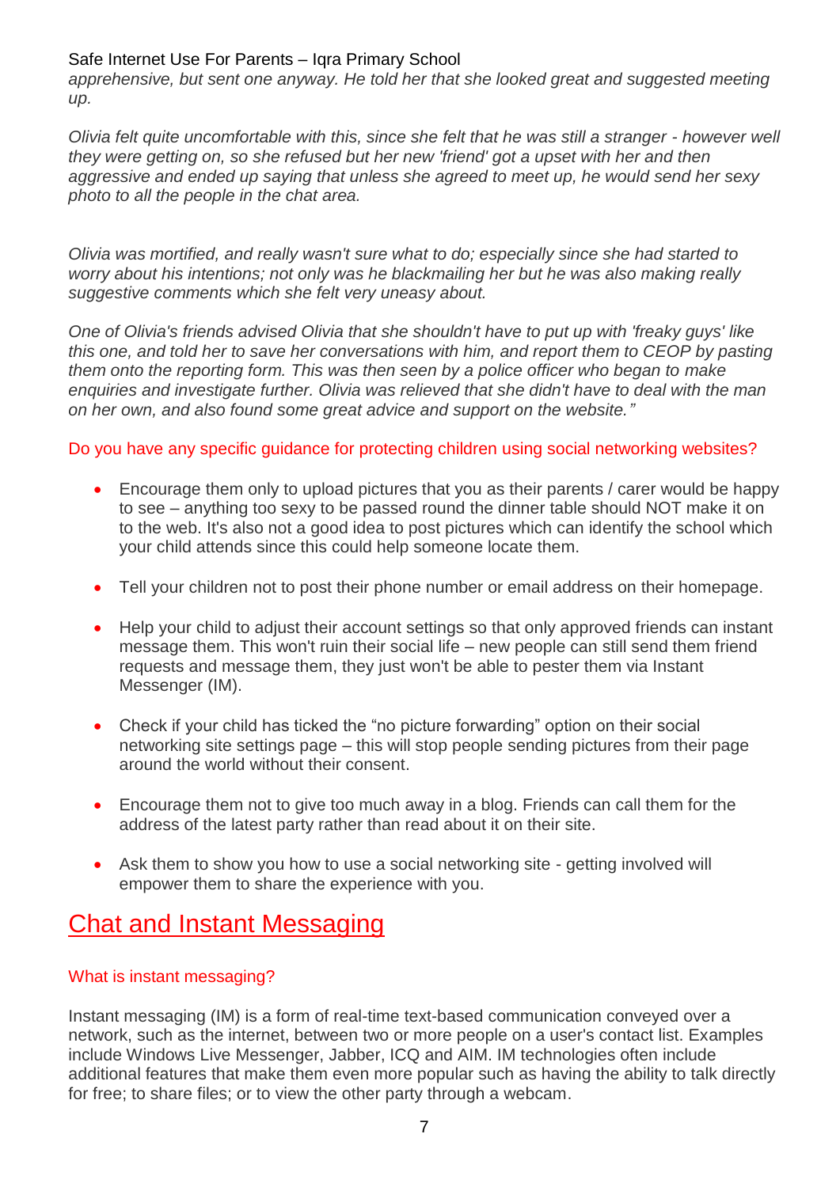*apprehensive, but sent one anyway. He told her that she looked great and suggested meeting up.*

*Olivia felt quite uncomfortable with this, since she felt that he was still a stranger - however well they were getting on, so she refused but her new 'friend' got a upset with her and then aggressive and ended up saying that unless she agreed to meet up, he would send her sexy photo to all the people in the chat area.*

*Olivia was mortified, and really wasn't sure what to do; especially since she had started to worry about his intentions; not only was he blackmailing her but he was also making really suggestive comments which she felt very uneasy about.*

*One of Olivia's friends advised Olivia that she shouldn't have to put up with 'freaky guys' like this one, and told her to save her conversations with him, and report them to CEOP by pasting them onto the reporting form. This was then seen by a police officer who began to make enquiries and investigate further. Olivia was relieved that she didn't have to deal with the man on her own, and also found some great advice and support on the website."*

### Do you have any specific guidance for protecting children using social networking websites?

- Encourage them only to upload pictures that you as their parents / carer would be happy to see – anything too sexy to be passed round the dinner table should NOT make it on to the web. It's also not a good idea to post pictures which can identify the school which your child attends since this could help someone locate them.
- Tell your children not to post their phone number or email address on their homepage.
- Help your child to adjust their account settings so that only approved friends can instant message them. This won't ruin their social life – new people can still send them friend requests and message them, they just won't be able to pester them via Instant Messenger (IM).
- Check if your child has ticked the "no picture forwarding" option on their social networking site settings page – this will stop people sending pictures from their page around the world without their consent.
- Encourage them not to give too much away in a blog. Friends can call them for the address of the latest party rather than read about it on their site.
- Ask them to show you how to use a social networking site - getting involved will empower them to share the experience with you.

## Chat and Instant Messaging

### What is instant messaging?

Instant messaging (IM) is a form of real-time text-based communication conveyed over a network, such as the internet, between two or more people on a user's contact list. Examples include Windows Live Messenger, Jabber, ICQ and AIM. IM technologies often include additional features that make them even more popular such as having the ability to talk directly for free; to share files; or to view the other party through a webcam.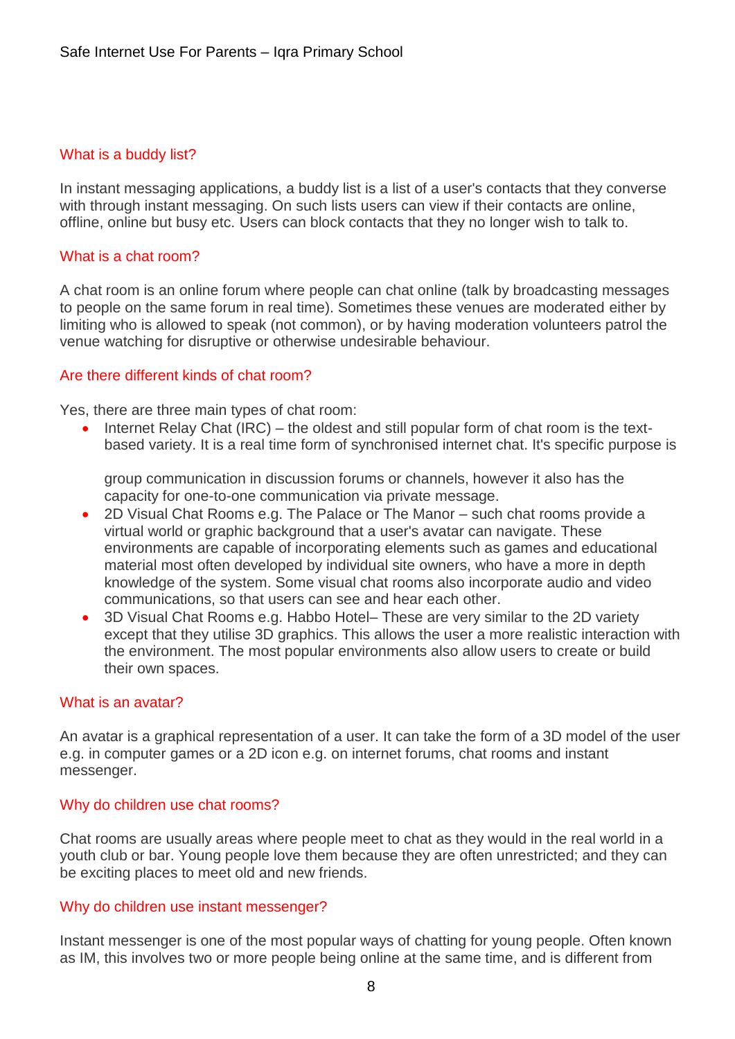## What is a buddy list?

In instant messaging applications, a buddy list is a list of a user's contacts that they converse with through instant messaging. On such lists users can view if their contacts are online, offline, online but busy etc. Users can block contacts that they no longer wish to talk to.

## What is a chat room?

A chat room is an online forum where people can chat online (talk by broadcasting messages to people on the same forum in real time). Sometimes these venues are moderated either by limiting who is allowed to speak (not common), or by having moderation volunteers patrol the venue watching for disruptive or otherwise undesirable behaviour.

## Are there different kinds of chat room?

Yes, there are three main types of chat room:

- Internet Relay Chat (IRC) – the oldest and still popular form of chat room is the text-based variety. It is a real time form of synchronised internet chat. It's specific purpose is group communication in discussion forums or channels, however it also has the capacity for one-to-one communication via private message.
- 2D Visual Chat Rooms e.g. The Palace or The Manor – such chat rooms provide a virtual world or graphic background that a user's avatar can navigate. These environments are capable of incorporating elements such as games and educational material most often developed by individual site owners, who have a more in depth knowledge of the system. Some visual chat rooms also incorporate audio and video communications, so that users can see and hear each other.
- 3D Visual Chat Rooms e.g. Habbo Hotel– These are very similar to the 2D variety except that they utilise 3D graphics. This allows the user a more realistic interaction with the environment. The most popular environments also allow users to create or build their own spaces.

## What is an avatar?

An avatar is a graphical representation of a user. It can take the form of a 3D model of the user e.g. in computer games or a 2D icon e.g. on internet forums, chat rooms and instant messenger.

## Why do children use chat rooms?

Chat rooms are usually areas where people meet to chat as they would in the real world in a youth club or bar. Young people love them because they are often unrestricted; and they can be exciting places to meet old and new friends.

## Why do children use instant messenger?

Instant messenger is one of the most popular ways of chatting for young people. Often known as IM, this involves two or more people being online at the same time, and is different from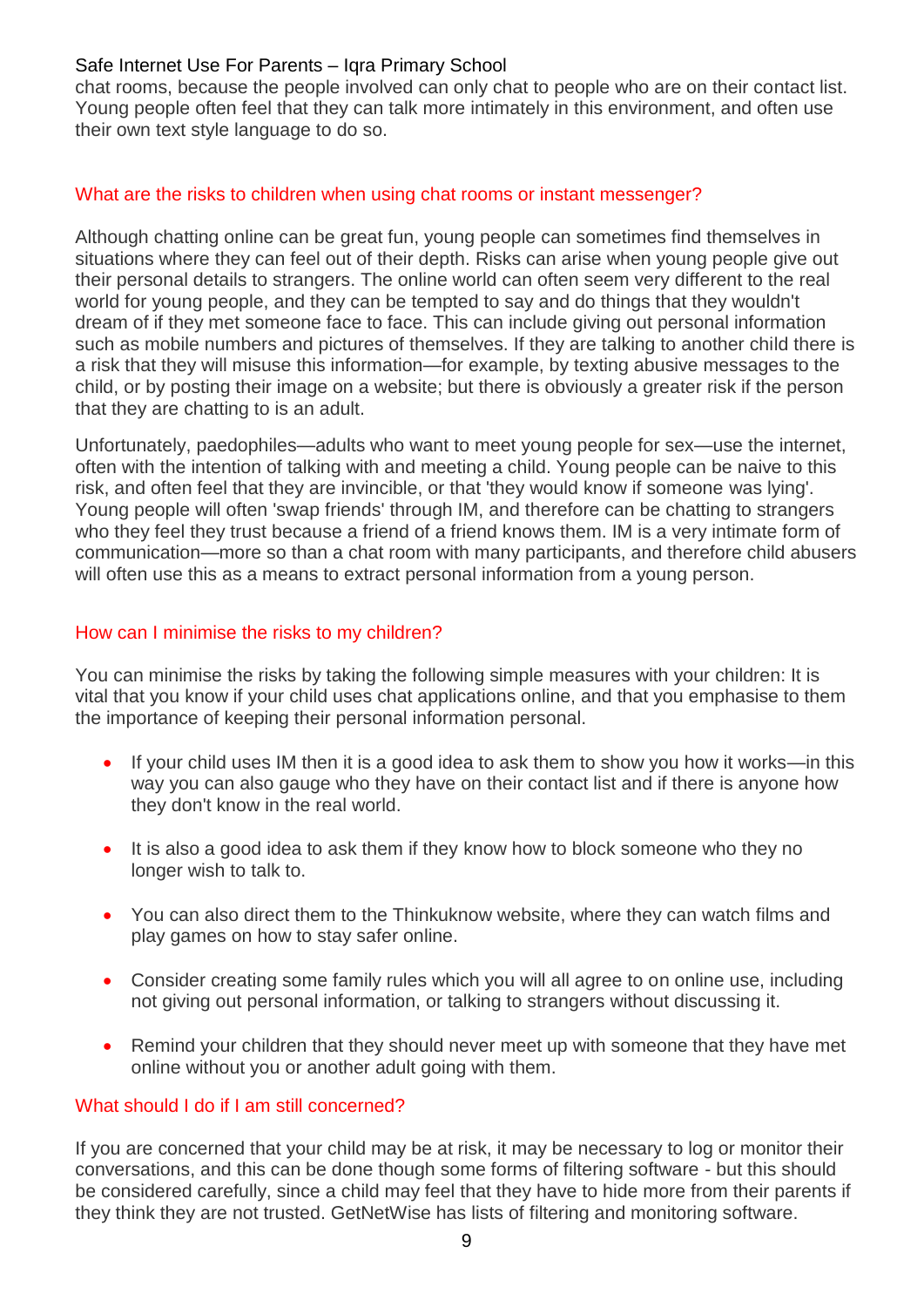chat rooms, because the people involved can only chat to people who are on their contact list. Young people often feel that they can talk more intimately in this environment, and often use their own text style language to do so.

## What are the risks to children when using chat rooms or instant messenger?

Although chatting online can be great fun, young people can sometimes find themselves in situations where they can feel out of their depth. Risks can arise when young people give out their personal details to strangers. The online world can often seem very different to the real world for young people, and they can be tempted to say and do things that they wouldn't dream of if they met someone face to face. This can include giving out personal information such as mobile numbers and pictures of themselves. If they are talking to another child there is a risk that they will misuse this information—for example, by texting abusive messages to the child, or by posting their image on a website; but there is obviously a greater risk if the person that they are chatting to is an adult.

Unfortunately, paedophiles—adults who want to meet young people for sex—use the internet, often with the intention of talking with and meeting a child. Young people can be naive to this risk, and often feel that they are invincible, or that 'they would know if someone was lying'. Young people will often 'swap friends' through IM, and therefore can be chatting to strangers who they feel they trust because a friend of a friend knows them. IM is a very intimate form of communication—more so than a chat room with many participants, and therefore child abusers will often use this as a means to extract personal information from a young person.

## How can I minimise the risks to my children?

You can minimise the risks by taking the following simple measures with your children: It is vital that you know if your child uses chat applications online, and that you emphasise to them the importance of keeping their personal information personal.

- If your child uses IM then it is a good idea to ask them to show you how it works—in this way you can also gauge who they have on their contact list and if there is anyone how they don't know in the real world.
- It is also a good idea to ask them if they know how to block someone who they no longer wish to talk to.
- You can also direct them to the Thinkuknow website, where they can watch films and play games on how to stay safer online.
- Consider creating some family rules which you will all agree to on online use, including not giving out personal information, or talking to strangers without discussing it.
- Remind your children that they should never meet up with someone that they have met online without you or another adult going with them.

## What should I do if I am still concerned?

If you are concerned that your child may be at risk, it may be necessary to log or monitor their conversations, and this can be done though some forms of filtering software - but this should be considered carefully, since a child may feel that they have to hide more from their parents if they think they are not trusted. GetNetWise has lists of filtering and monitoring software.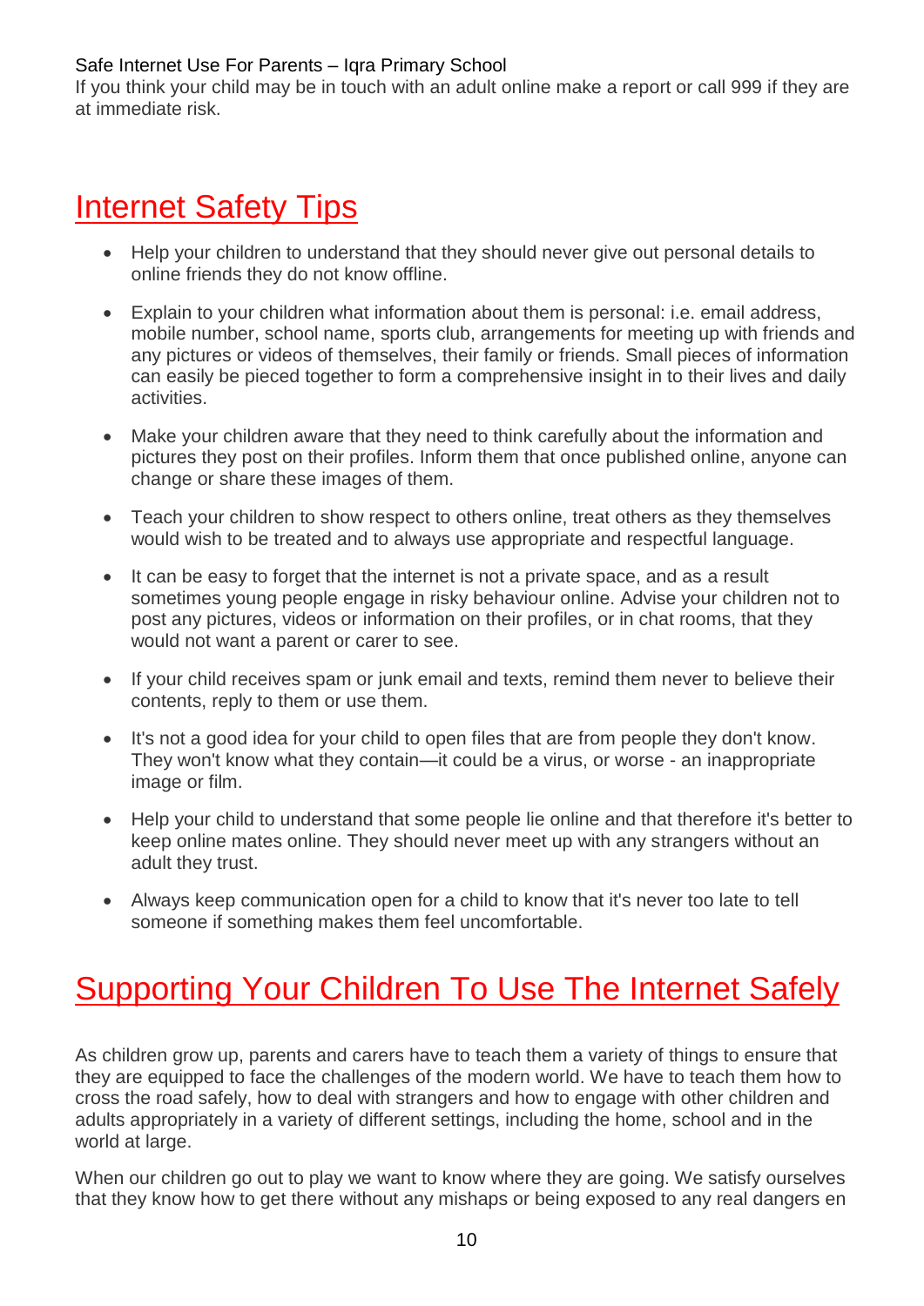If you think your child may be in touch with an adult online make a report or call 999 if they are at immediate risk.

## Internet Safety Tips

- Help your children to understand that they should never give out personal details to online friends they do not know offline.
- Explain to your children what information about them is personal: i.e. email address, mobile number, school name, sports club, arrangements for meeting up with friends and any pictures or videos of themselves, their family or friends. Small pieces of information can easily be pieced together to form a comprehensive insight in to their lives and daily activities.
- Make your children aware that they need to think carefully about the information and pictures they post on their profiles. Inform them that once published online, anyone can change or share these images of them.
- Teach your children to show respect to others online, treat others as they themselves would wish to be treated and to always use appropriate and respectful language.
- It can be easy to forget that the internet is not a private space, and as a result sometimes young people engage in risky behaviour online. Advise your children not to post any pictures, videos or information on their profiles, or in chat rooms, that they would not want a parent or carer to see.
- If your child receives spam or junk email and texts, remind them never to believe their contents, reply to them or use them.
- It's not a good idea for your child to open files that are from people they don't know. They won't know what they contain—it could be a virus, or worse - an inappropriate image or film.
- Help your child to understand that some people lie online and that therefore it's better to keep online mates online. They should never meet up with any strangers without an adult they trust.
- Always keep communication open for a child to know that it's never too late to tell someone if something makes them feel uncomfortable.

## Supporting Your Children To Use The Internet Safely

As children grow up, parents and carers have to teach them a variety of things to ensure that they are equipped to face the challenges of the modern world. We have to teach them how to cross the road safely, how to deal with strangers and how to engage with other children and adults appropriately in a variety of different settings, including the home, school and in the world at large.

When our children go out to play we want to know where they are going. We satisfy ourselves that they know how to get there without any mishaps or being exposed to any real dangers en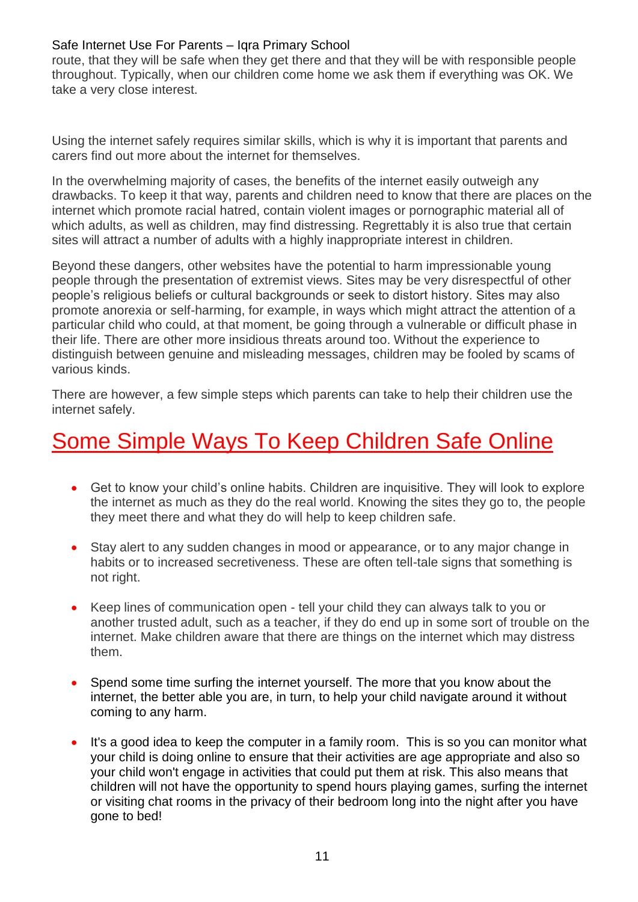route, that they will be safe when they get there and that they will be with responsible people throughout. Typically, when our children come home we ask them if everything was OK. We take a very close interest.

Using the internet safely requires similar skills, which is why it is important that parents and carers find out more about the internet for themselves.

In the overwhelming majority of cases, the benefits of the internet easily outweigh any drawbacks. To keep it that way, parents and children need to know that there are places on the internet which promote racial hatred, contain violent images or pornographic material all of which adults, as well as children, may find distressing. Regrettably it is also true that certain sites will attract a number of adults with a highly inappropriate interest in children.

Beyond these dangers, other websites have the potential to harm impressionable young people through the presentation of extremist views. Sites may be very disrespectful of other people's religious beliefs or cultural backgrounds or seek to distort history. Sites may also promote anorexia or self-harming, for example, in ways which might attract the attention of a particular child who could, at that moment, be going through a vulnerable or difficult phase in their life. There are other more insidious threats around too. Without the experience to distinguish between genuine and misleading messages, children may be fooled by scams of various kinds.

There are however, a few simple steps which parents can take to help their children use the internet safely.

# Some Simple Ways To Keep Children Safe Online

- Get to know your child's online habits. Children are inquisitive. They will look to explore the internet as much as they do the real world. Knowing the sites they go to, the people they meet there and what they do will help to keep children safe.
- Stay alert to any sudden changes in mood or appearance, or to any major change in habits or to increased secretiveness. These are often tell-tale signs that something is not right.
- Keep lines of communication open - tell your child they can always talk to you or another trusted adult, such as a teacher, if they do end up in some sort of trouble on the internet. Make children aware that there are things on the internet which may distress them.
- Spend some time surfing the internet yourself. The more that you know about the internet, the better able you are, in turn, to help your child navigate around it without coming to any harm.
- It's a good idea to keep the computer in a family room. This is so you can monitor what your child is doing online to ensure that their activities are age appropriate and also so your child won't engage in activities that could put them at risk. This also means that children will not have the opportunity to spend hours playing games, surfing the internet or visiting chat rooms in the privacy of their bedroom long into the night after you have gone to bed!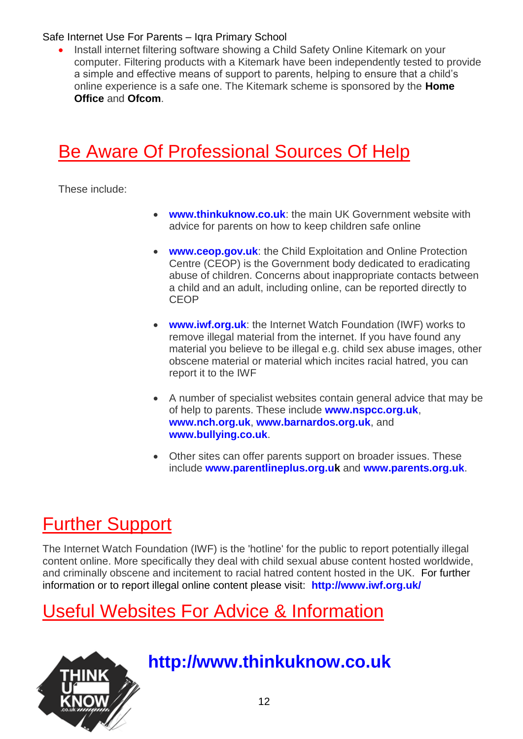- Install internet filtering software showing a Child Safety Online Kitemark on your computer. Filtering products with a Kitemark have been independently tested to provide a simple and effective means of support to parents, helping to ensure that a child's online experience is a safe one. The Kitemark scheme is sponsored by the **Home Office** and **Ofcom**.

## Be Aware Of Professional Sources Of Help

These include:

- **www.thinkuknow.co.uk**: the main UK Government website with advice for parents on how to keep children safe online
- **www.ceop.gov.uk**: the Child Exploitation and Online Protection Centre (CEOP) is the Government body dedicated to eradicating abuse of children. Concerns about inappropriate contacts between a child and an adult, including online, can be reported directly to CEOP
- **www.iwf.org.uk**: the Internet Watch Foundation (IWF) works to remove illegal material from the internet. If you have found any material you believe to be illegal e.g. child sex abuse images, other obscene material or material which incites racial hatred, you can report it to the IWF
- A number of specialist websites contain general advice that may be of help to parents. These include **www.nspcc.org.uk**, **www.nch.org.uk**, **www.barnardos.org.uk**, and **www.bullying.co.uk**.
- Other sites can offer parents support on broader issues. These include **www.parentlineplus.org.uk** and **www.parents.org.uk**.

## Further Support

The Internet Watch Foundation (IWF) is the 'hotline' for the public to report potentially illegal content online. More specifically they deal with child sexual abuse content hosted worldwide, and criminally obscene and incitement to racial hatred content hosted in the UK. For further information or to report illegal online content please visit: **http://www.iwf.org.uk/**

## Useful Websites For Advice & Information

**http://www.thinkuknow.co.uk**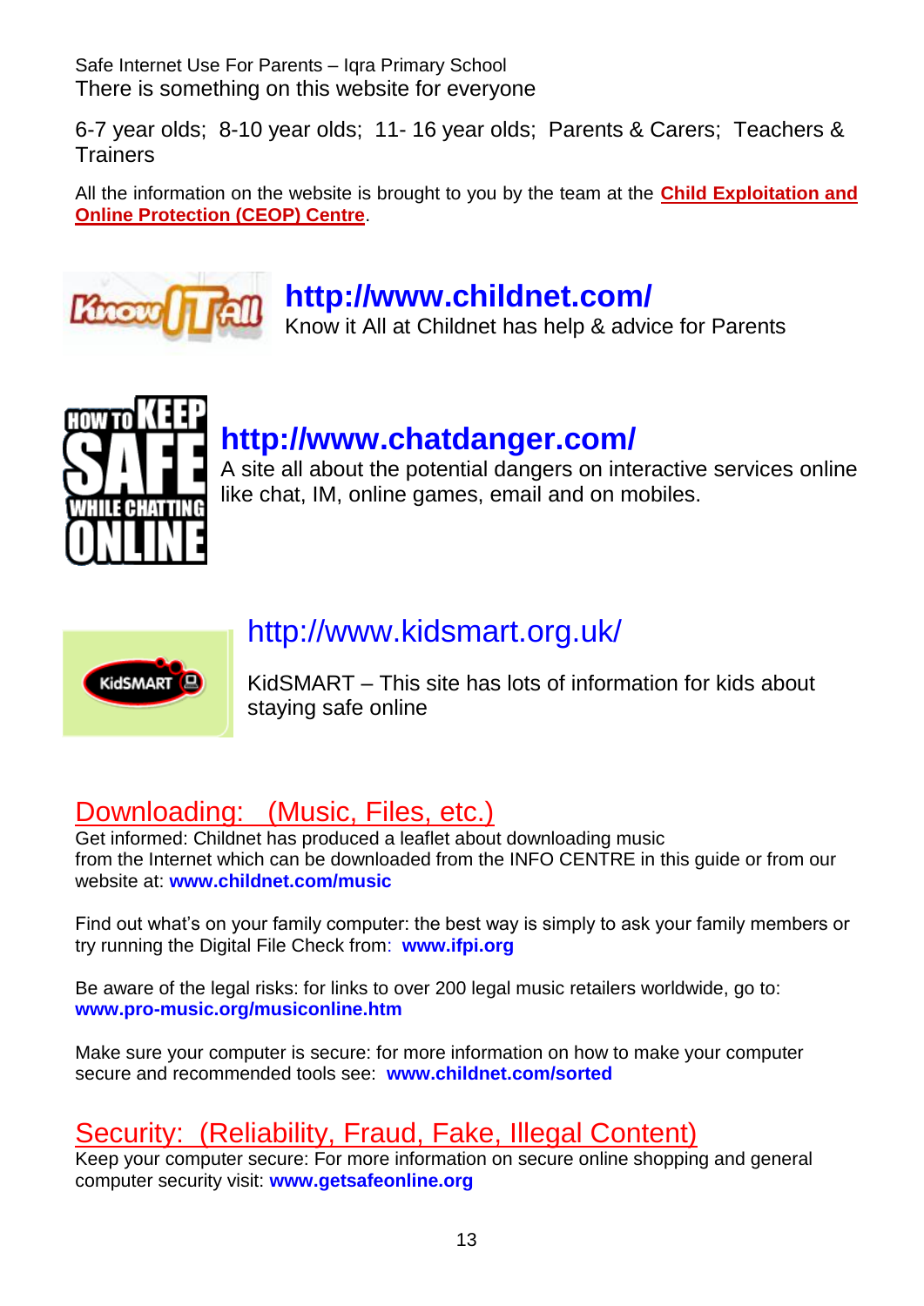Safe Internet Use For Parents – Iqra Primary School

There is something on this website for everyone

6-7 year olds; 8-10 year olds; 11- 16 year olds; Parents & Carers; Teachers & Trainers

All the information on the website is brought to you by the team at the **Child Exploitation and Online Protection (CEOP) Centre**.

## http://www.childnet.com/

Know it All at Childnet has help & advice for Parents

## http://www.chatdanger.com/

A site all about the potential dangers on interactive services online like chat, IM, online games, email and on mobiles.

## http://www.kidsmart.org.uk/

KidSMART – This site has lots of information for kids about staying safe online

## Downloading: (Music, Files, etc.)

Get informed: Childnet has produced a leaflet about downloading music from the Internet which can be downloaded from the INFO CENTRE in this guide or from our website at: **www.childnet.com/music**

Find out what's on your family computer: the best way is simply to ask your family members or try running the Digital File Check from: **www.ifpi.org**

Be aware of the legal risks: for links to over 200 legal music retailers worldwide, go to: **www.pro-music.org/musiconline.htm**

Make sure your computer is secure: for more information on how to make your computer secure and recommended tools see: **www.childnet.com/sorted**

## Security: (Reliability, Fraud, Fake, Illegal Content)

Keep your computer secure: For more information on secure online shopping and general computer security visit: **www.getsafeonline.org**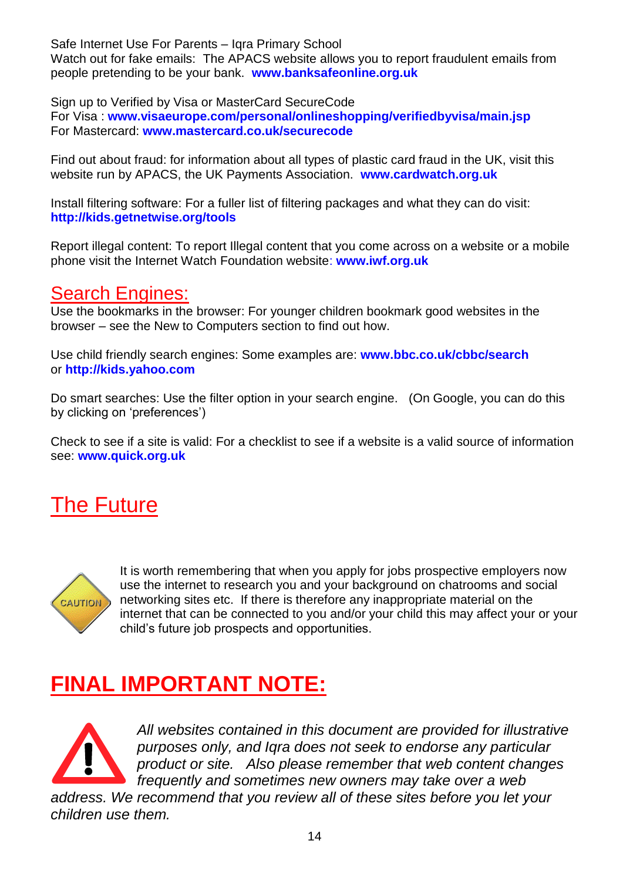Safe Internet Use For Parents – Iqra Primary School

Watch out for fake emails: The APACS website allows you to report fraudulent emails from people pretending to be your bank. **www.banksafeonline.org.uk**

Sign up to Verified by Visa or MasterCard SecureCode
For Visa : **www.visaeurope.com/personal/onlineshopping/verifiedbyvisa/main.jsp**
For Mastercard: **www.mastercard.co.uk/securecode**

Find out about fraud: for information about all types of plastic card fraud in the UK, visit this website run by APACS, the UK Payments Association. **www.cardwatch.org.uk**

Install filtering software: For a fuller list of filtering packages and what they can do visit: **http://kids.getnetwise.org/tools**

Report illegal content: To report Illegal content that you come across on a website or a mobile phone visit the Internet Watch Foundation website: **www.iwf.org.uk**

## Search Engines:

Use the bookmarks in the browser: For younger children bookmark good websites in the browser – see the New to Computers section to find out how.

Use child friendly search engines: Some examples are: **www.bbc.co.uk/cbbc/search** or **http://kids.yahoo.com**

Do smart searches: Use the filter option in your search engine. (On Google, you can do this by clicking on 'preferences')

Check to see if a site is valid: For a checklist to see if a website is a valid source of information see: **www.quick.org.uk**

## The Future

CAUTION

It is worth remembering that when you apply for jobs prospective employers now use the internet to research you and your background on chatrooms and social networking sites etc. If there is therefore any inappropriate material on the internet that can be connected to you and/or your child this may affect your or your child's future job prospects and opportunities.

## FINAL IMPORTANT NOTE:

*All websites contained in this document are provided for illustrative purposes only, and Iqra does not seek to endorse any particular product or site. Also please remember that web content changes frequently and sometimes new owners may take over a web address. We recommend that you review all of these sites before you let your children use them.*